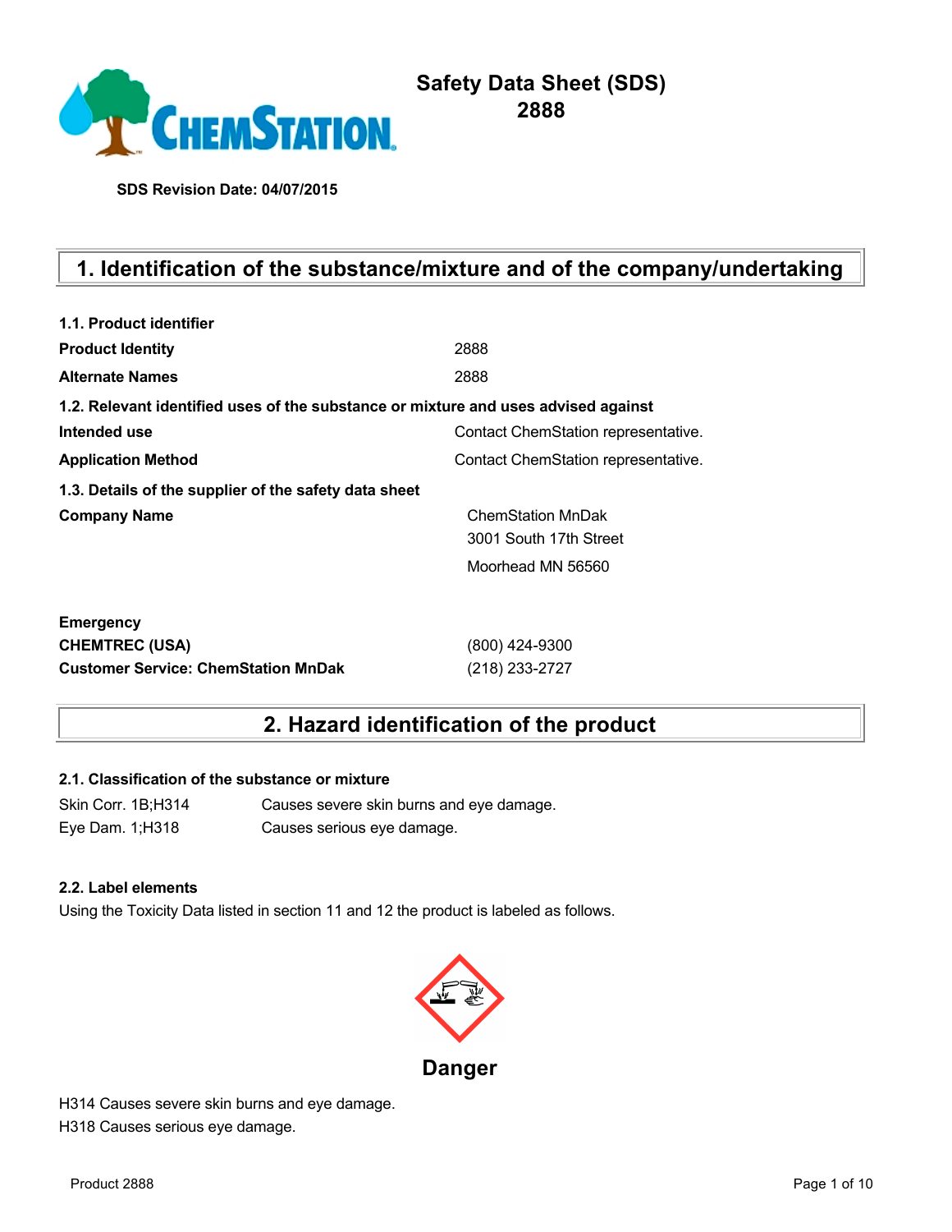# Safety Data Sheet (SDS)
# 2888

**SDS Revision Date: 04/07/2015**

## 1. Identification of the substance/mixture and of the company/undertaking

**1.1. Product identifier**

| | |
|---|---|
| **Product Identity** | 2888 |
| **Alternate Names** | 2888 |

**1.2. Relevant identified uses of the substance or mixture and uses advised against**

| | |
|---|---|
| **Intended use** | Contact ChemStation representative. |
| **Application Method** | Contact ChemStation representative. |

**1.3. Details of the supplier of the safety data sheet**

| | |
|---|---|
| **Company Name** | ChemStation MnDak<br>3001 South 17th Street<br>Moorhead MN 56560 |

| | |
|---|---|
| **Emergency** | |
| **CHEMTREC (USA)** | (800) 424-9300 |
| **Customer Service: ChemStation MnDak** | (218) 233-2727 |

## 2. Hazard identification of the product

**2.1. Classification of the substance or mixture**

| | |
|---|---|
| Skin Corr. 1B;H314 | Causes severe skin burns and eye damage. |
| Eye Dam. 1;H318 | Causes serious eye damage. |

**2.2. Label elements**

Using the Toxicity Data listed in section 11 and 12 the product is labeled as follows.

**Danger**

H314 Causes severe skin burns and eye damage.
H318 Causes serious eye damage.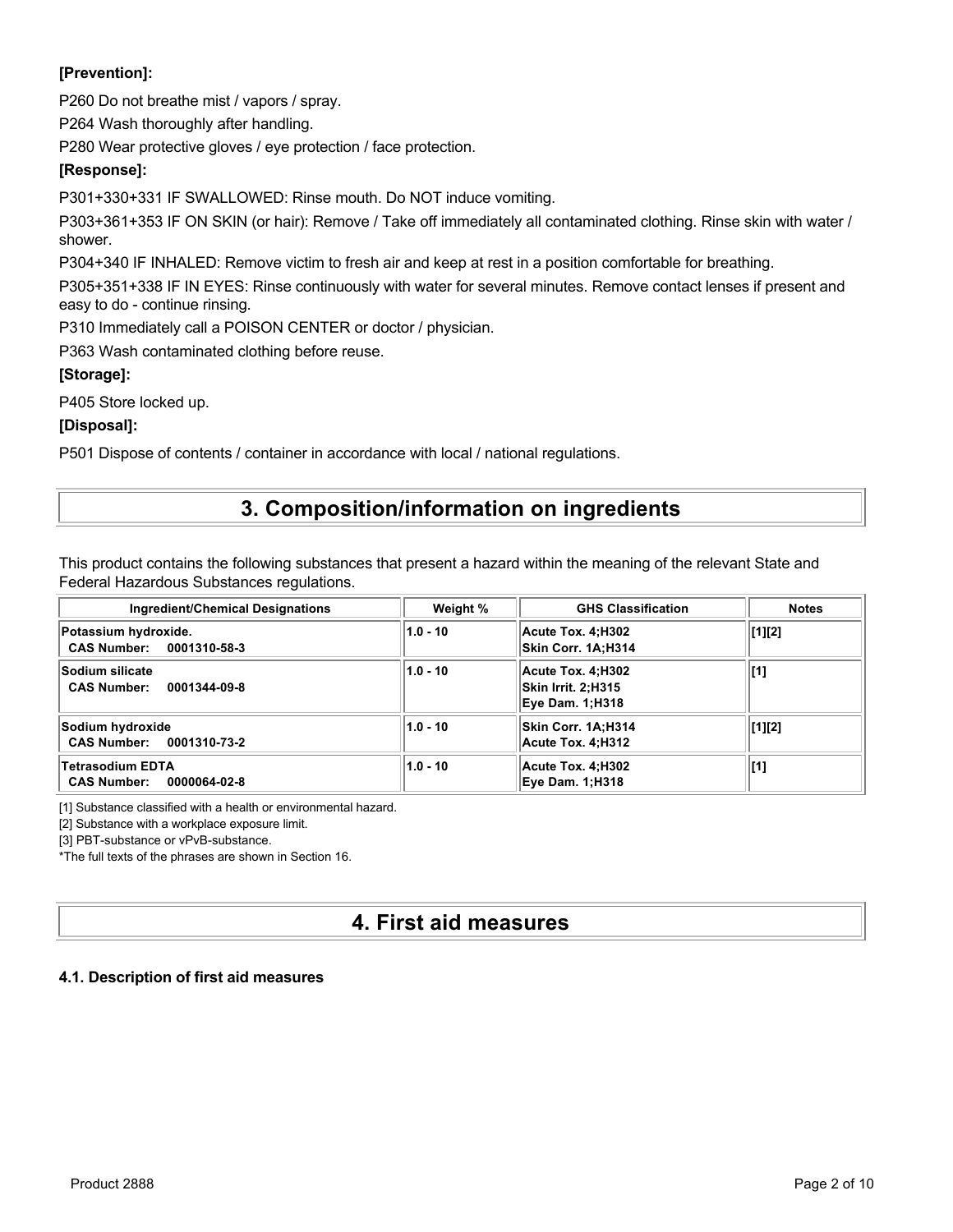**[Prevention]:**

P260 Do not breathe mist / vapors / spray.

P264 Wash thoroughly after handling.

P280 Wear protective gloves / eye protection / face protection.

**[Response]:**

P301+330+331 IF SWALLOWED: Rinse mouth. Do NOT induce vomiting.

P303+361+353 IF ON SKIN (or hair): Remove / Take off immediately all contaminated clothing. Rinse skin with water / shower.

P304+340 IF INHALED: Remove victim to fresh air and keep at rest in a position comfortable for breathing.

P305+351+338 IF IN EYES: Rinse continuously with water for several minutes. Remove contact lenses if present and easy to do - continue rinsing.

P310 Immediately call a POISON CENTER or doctor / physician.

P363 Wash contaminated clothing before reuse.

**[Storage]:**

P405 Store locked up.

**[Disposal]:**

P501 Dispose of contents / container in accordance with local / national regulations.

# 3. Composition/information on ingredients

This product contains the following substances that present a hazard within the meaning of the relevant State and Federal Hazardous Substances regulations.

| Ingredient/Chemical Designations | Weight % | GHS Classification | Notes |
|---|---|---|---|
| **Potassium hydroxide.**<br>**CAS Number: 0001310-58-3** | **1.0 - 10** | **Acute Tox. 4;H302**<br>**Skin Corr. 1A;H314** | **[1][2]** |
| **Sodium silicate**<br>**CAS Number: 0001344-09-8** | **1.0 - 10** | **Acute Tox. 4;H302**<br>**Skin Irrit. 2;H315**<br>**Eye Dam. 1;H318** | **[1]** |
| **Sodium hydroxide**<br>**CAS Number: 0001310-73-2** | **1.0 - 10** | **Skin Corr. 1A;H314**<br>**Acute Tox. 4;H312** | **[1][2]** |
| **Tetrasodium EDTA**<br>**CAS Number: 0000064-02-8** | **1.0 - 10** | **Acute Tox. 4;H302**<br>**Eye Dam. 1;H318** | **[1]** |

[1] Substance classified with a health or environmental hazard.

[2] Substance with a workplace exposure limit.

[3] PBT-substance or vPvB-substance.

*The full texts of the phrases are shown in Section 16.

# 4. First aid measures

### 4.1. Description of first aid measures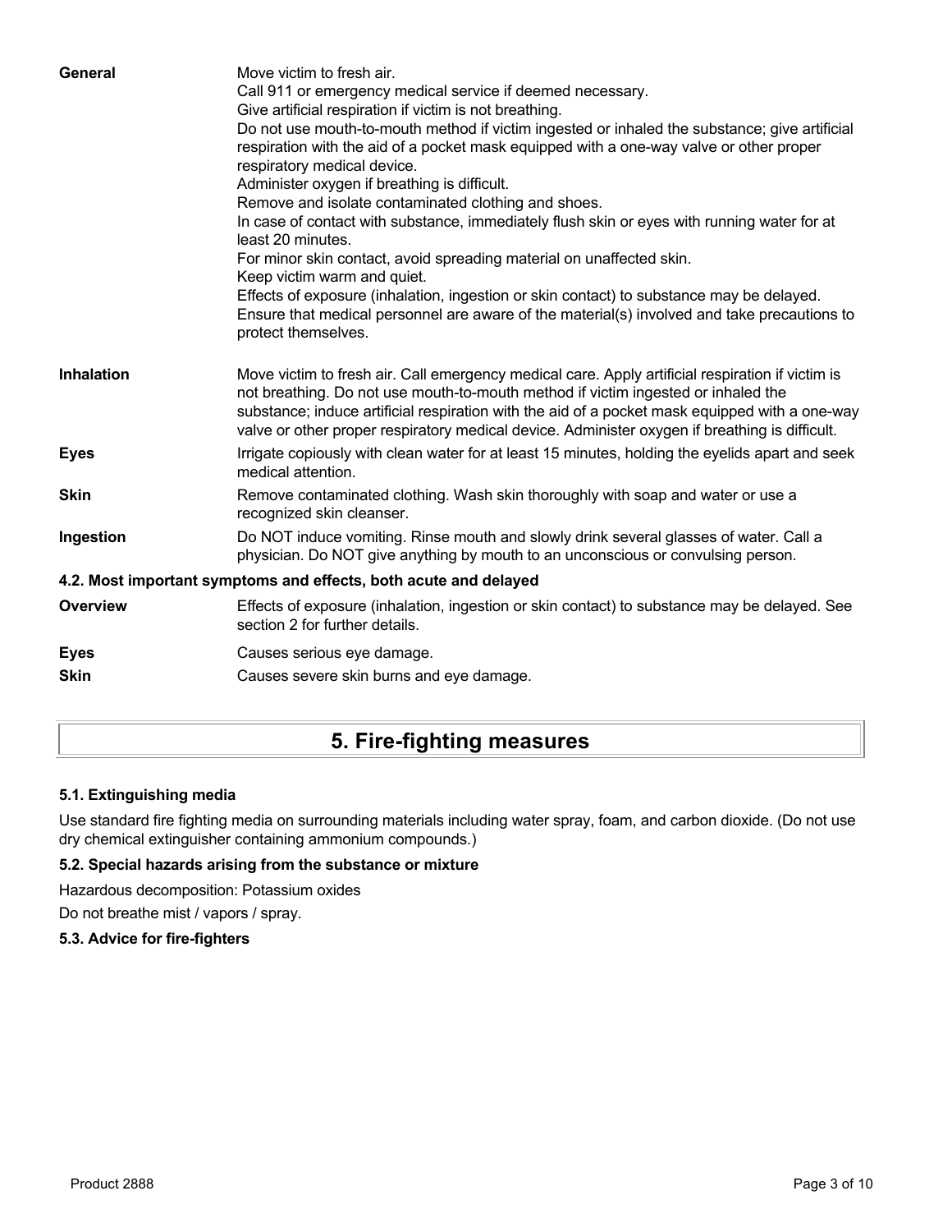| | |
|---|---|
| **General** | Move victim to fresh air.<br>Call 911 or emergency medical service if deemed necessary.<br>Give artificial respiration if victim is not breathing.<br>Do not use mouth-to-mouth method if victim ingested or inhaled the substance; give artificial respiration with the aid of a pocket mask equipped with a one-way valve or other proper respiratory medical device.<br>Administer oxygen if breathing is difficult.<br>Remove and isolate contaminated clothing and shoes.<br>In case of contact with substance, immediately flush skin or eyes with running water for at least 20 minutes.<br>For minor skin contact, avoid spreading material on unaffected skin.<br>Keep victim warm and quiet.<br>Effects of exposure (inhalation, ingestion or skin contact) to substance may be delayed.<br>Ensure that medical personnel are aware of the material(s) involved and take precautions to protect themselves. |
| **Inhalation** | Move victim to fresh air. Call emergency medical care. Apply artificial respiration if victim is not breathing. Do not use mouth-to-mouth method if victim ingested or inhaled the substance; induce artificial respiration with the aid of a pocket mask equipped with a one-way valve or other proper respiratory medical device. Administer oxygen if breathing is difficult. |
| **Eyes** | Irrigate copiously with clean water for at least 15 minutes, holding the eyelids apart and seek medical attention. |
| **Skin** | Remove contaminated clothing. Wash skin thoroughly with soap and water or use a recognized skin cleanser. |
| **Ingestion** | Do NOT induce vomiting. Rinse mouth and slowly drink several glasses of water. Call a physician. Do NOT give anything by mouth to an unconscious or convulsing person. |

### 4.2. Most important symptoms and effects, both acute and delayed

| | |
|---|---|
| **Overview** | Effects of exposure (inhalation, ingestion or skin contact) to substance may be delayed. See section 2 for further details. |
| **Eyes** | Causes serious eye damage. |
| **Skin** | Causes severe skin burns and eye damage. |

## 5. Fire-fighting measures

### 5.1. Extinguishing media

Use standard fire fighting media on surrounding materials including water spray, foam, and carbon dioxide. (Do not use dry chemical extinguisher containing ammonium compounds.)

### 5.2. Special hazards arising from the substance or mixture

Hazardous decomposition: Potassium oxides

Do not breathe mist / vapors / spray.

### 5.3. Advice for fire-fighters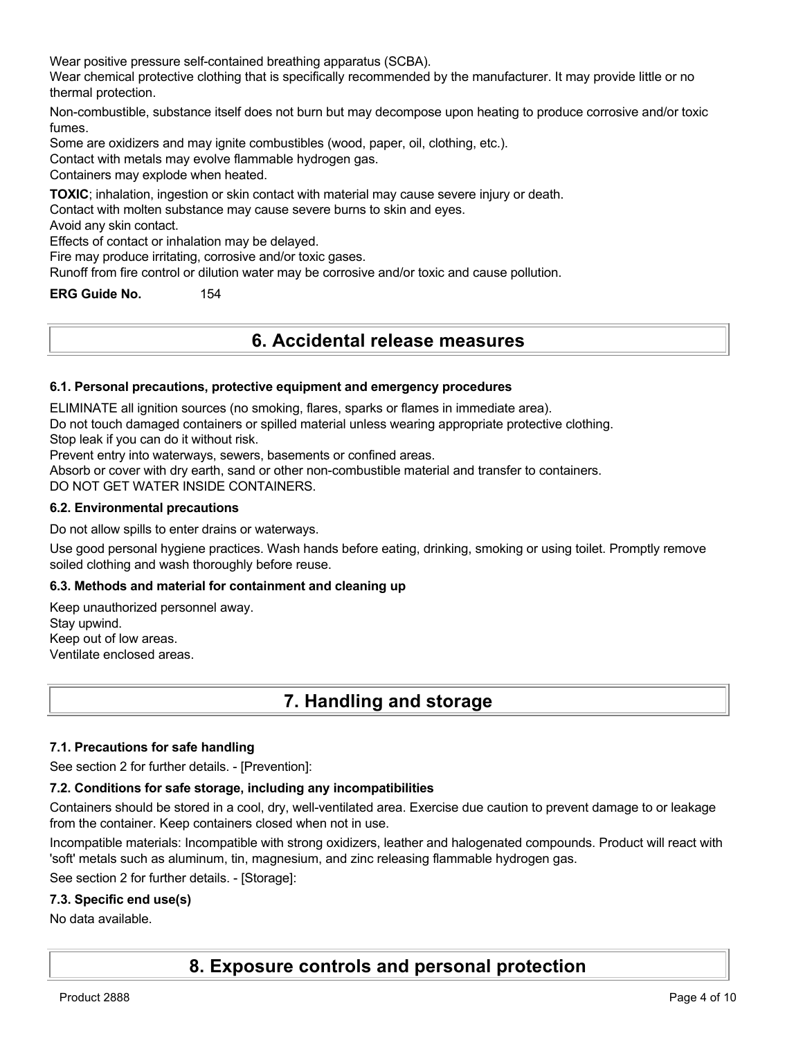Wear positive pressure self-contained breathing apparatus (SCBA).

Wear chemical protective clothing that is specifically recommended by the manufacturer. It may provide little or no thermal protection.

Non-combustible, substance itself does not burn but may decompose upon heating to produce corrosive and/or toxic fumes.

Some are oxidizers and may ignite combustibles (wood, paper, oil, clothing, etc.).

Contact with metals may evolve flammable hydrogen gas.

Containers may explode when heated.

**TOXIC**; inhalation, ingestion or skin contact with material may cause severe injury or death.

Contact with molten substance may cause severe burns to skin and eyes.

Avoid any skin contact.

Effects of contact or inhalation may be delayed.

Fire may produce irritating, corrosive and/or toxic gases.

Runoff from fire control or dilution water may be corrosive and/or toxic and cause pollution.

**ERG Guide No.** 154

# 6. Accidental release measures

### 6.1. Personal precautions, protective equipment and emergency procedures

ELIMINATE all ignition sources (no smoking, flares, sparks or flames in immediate area).

Do not touch damaged containers or spilled material unless wearing appropriate protective clothing.

Stop leak if you can do it without risk.

Prevent entry into waterways, sewers, basements or confined areas.

Absorb or cover with dry earth, sand or other non-combustible material and transfer to containers.

DO NOT GET WATER INSIDE CONTAINERS.

### 6.2. Environmental precautions

Do not allow spills to enter drains or waterways.

Use good personal hygiene practices. Wash hands before eating, drinking, smoking or using toilet. Promptly remove soiled clothing and wash thoroughly before reuse.

### 6.3. Methods and material for containment and cleaning up

Keep unauthorized personnel away.

Stay upwind.

Keep out of low areas.

Ventilate enclosed areas.

# 7. Handling and storage

### 7.1. Precautions for safe handling

See section 2 for further details. - [Prevention]:

### 7.2. Conditions for safe storage, including any incompatibilities

Containers should be stored in a cool, dry, well-ventilated area. Exercise due caution to prevent damage to or leakage from the container. Keep containers closed when not in use.

Incompatible materials: Incompatible with strong oxidizers, leather and halogenated compounds. Product will react with 'soft' metals such as aluminum, tin, magnesium, and zinc releasing flammable hydrogen gas.

See section 2 for further details. - [Storage]:

### 7.3. Specific end use(s)

No data available.

# 8. Exposure controls and personal protection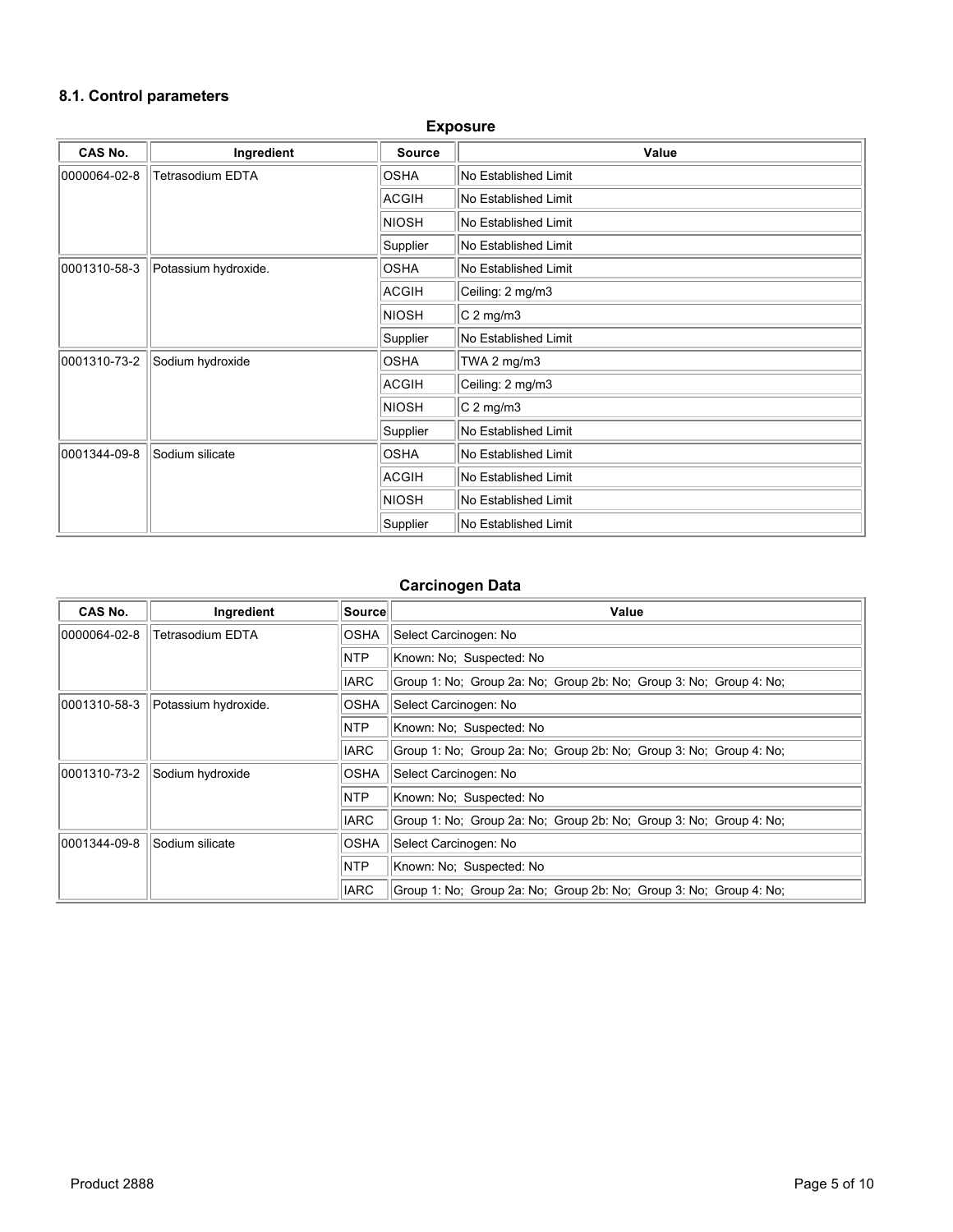### 8.1. Control parameters

**Exposure**

| CAS No. | Ingredient | Source | Value |
|---|---|---|---|
| 0000064-02-8 | Tetrasodium EDTA | OSHA | No Established Limit |
| | | ACGIH | No Established Limit |
| | | NIOSH | No Established Limit |
| | | Supplier | No Established Limit |
| 0001310-58-3 | Potassium hydroxide. | OSHA | No Established Limit |
| | | ACGIH | Ceiling: 2 mg/m3 |
| | | NIOSH | C 2 mg/m3 |
| | | Supplier | No Established Limit |
| 0001310-73-2 | Sodium hydroxide | OSHA | TWA 2 mg/m3 |
| | | ACGIH | Ceiling: 2 mg/m3 |
| | | NIOSH | C 2 mg/m3 |
| | | Supplier | No Established Limit |
| 0001344-09-8 | Sodium silicate | OSHA | No Established Limit |
| | | ACGIH | No Established Limit |
| | | NIOSH | No Established Limit |
| | | Supplier | No Established Limit |

**Carcinogen Data**

| CAS No. | Ingredient | Source | Value |
|---|---|---|---|
| 0000064-02-8 | Tetrasodium EDTA | OSHA | Select Carcinogen: No |
| | | NTP | Known: No; Suspected: No |
| | | IARC | Group 1: No; Group 2a: No; Group 2b: No; Group 3: No; Group 4: No; |
| 0001310-58-3 | Potassium hydroxide. | OSHA | Select Carcinogen: No |
| | | NTP | Known: No; Suspected: No |
| | | IARC | Group 1: No; Group 2a: No; Group 2b: No; Group 3: No; Group 4: No; |
| 0001310-73-2 | Sodium hydroxide | OSHA | Select Carcinogen: No |
| | | NTP | Known: No; Suspected: No |
| | | IARC | Group 1: No; Group 2a: No; Group 2b: No; Group 3: No; Group 4: No; |
| 0001344-09-8 | Sodium silicate | OSHA | Select Carcinogen: No |
| | | NTP | Known: No; Suspected: No |
| | | IARC | Group 1: No; Group 2a: No; Group 2b: No; Group 3: No; Group 4: No; |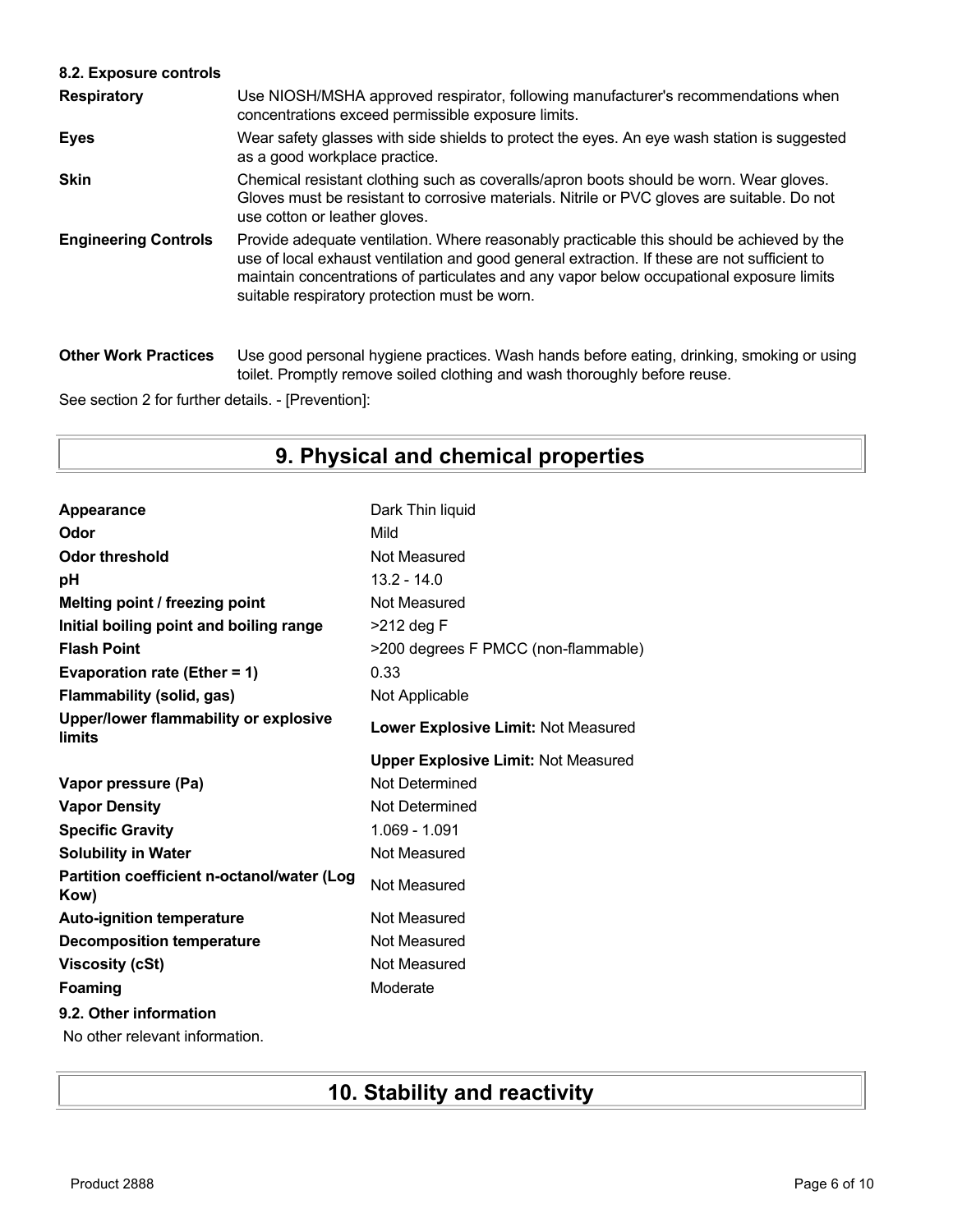### 8.2. Exposure controls

| | |
|---|---|
| **Respiratory** | Use NIOSH/MSHA approved respirator, following manufacturer's recommendations when concentrations exceed permissible exposure limits. |
| **Eyes** | Wear safety glasses with side shields to protect the eyes. An eye wash station is suggested as a good workplace practice. |
| **Skin** | Chemical resistant clothing such as coveralls/apron boots should be worn. Wear gloves. Gloves must be resistant to corrosive materials. Nitrile or PVC gloves are suitable. Do not use cotton or leather gloves. |
| **Engineering Controls** | Provide adequate ventilation. Where reasonably practicable this should be achieved by the use of local exhaust ventilation and good general extraction. If these are not sufficient to maintain concentrations of particulates and any vapor below occupational exposure limits suitable respiratory protection must be worn. |
| **Other Work Practices** | Use good personal hygiene practices. Wash hands before eating, drinking, smoking or using toilet. Promptly remove soiled clothing and wash thoroughly before reuse. |

See section 2 for further details. - [Prevention]:

# 9. Physical and chemical properties

| | |
|---|---|
| **Appearance** | Dark Thin liquid |
| **Odor** | Mild |
| **Odor threshold** | Not Measured |
| **pH** | 13.2 - 14.0 |
| **Melting point / freezing point** | Not Measured |
| **Initial boiling point and boiling range** | >212 deg F |
| **Flash Point** | >200 degrees F PMCC (non-flammable) |
| **Evaporation rate (Ether = 1)** | 0.33 |
| **Flammability (solid, gas)** | Not Applicable |
| **Upper/lower flammability or explosive limits** | **Lower Explosive Limit:** Not Measured |
| | **Upper Explosive Limit:** Not Measured |
| **Vapor pressure (Pa)** | Not Determined |
| **Vapor Density** | Not Determined |
| **Specific Gravity** | 1.069 - 1.091 |
| **Solubility in Water** | Not Measured |
| **Partition coefficient n-octanol/water (Log Kow)** | Not Measured |
| **Auto-ignition temperature** | Not Measured |
| **Decomposition temperature** | Not Measured |
| **Viscosity (cSt)** | Not Measured |
| **Foaming** | Moderate |

### 9.2. Other information

No other relevant information.

# 10. Stability and reactivity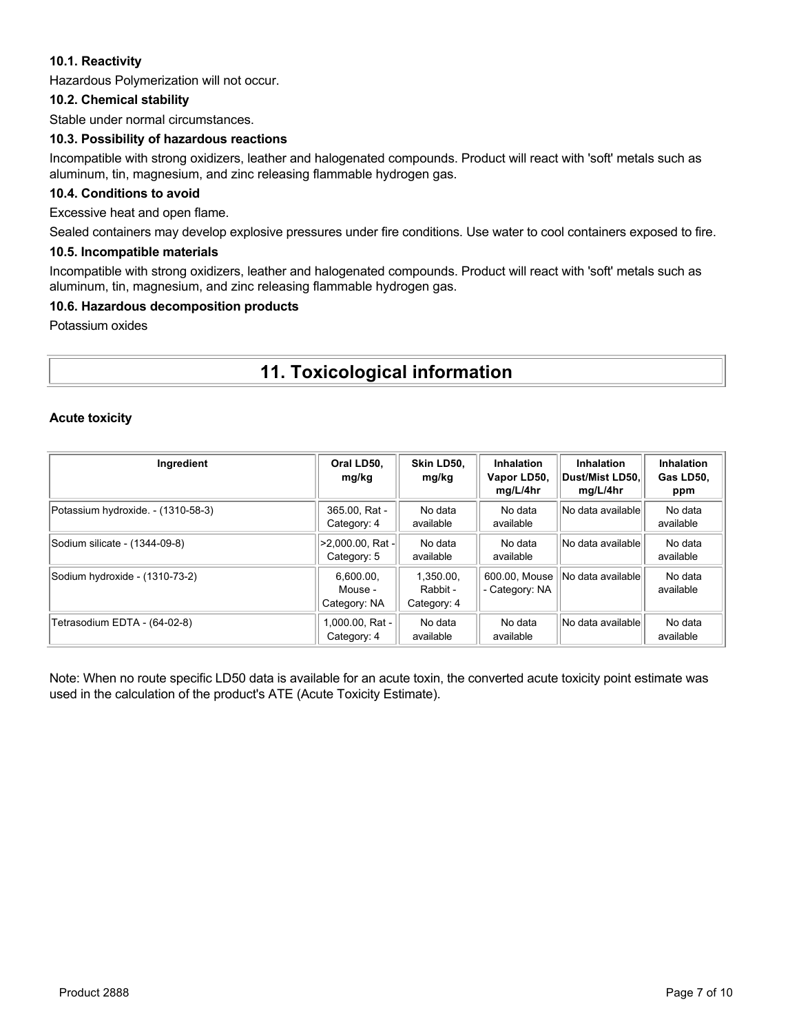### 10.1. Reactivity

Hazardous Polymerization will not occur.

### 10.2. Chemical stability

Stable under normal circumstances.

### 10.3. Possibility of hazardous reactions

Incompatible with strong oxidizers, leather and halogenated compounds. Product will react with 'soft' metals such as aluminum, tin, magnesium, and zinc releasing flammable hydrogen gas.

### 10.4. Conditions to avoid

Excessive heat and open flame.

Sealed containers may develop explosive pressures under fire conditions. Use water to cool containers exposed to fire.

### 10.5. Incompatible materials

Incompatible with strong oxidizers, leather and halogenated compounds. Product will react with 'soft' metals such as aluminum, tin, magnesium, and zinc releasing flammable hydrogen gas.

### 10.6. Hazardous decomposition products

Potassium oxides

# 11. Toxicological information

### Acute toxicity

| Ingredient | Oral LD50, mg/kg | Skin LD50, mg/kg | Inhalation Vapor LD50, mg/L/4hr | Inhalation Dust/Mist LD50, mg/L/4hr | Inhalation Gas LD50, ppm |
|---|---|---|---|---|---|
| Potassium hydroxide. - (1310-58-3) | 365.00, Rat - Category: 4 | No data available | No data available | No data available | No data available |
| Sodium silicate - (1344-09-8) | >2,000.00, Rat - Category: 5 | No data available | No data available | No data available | No data available |
| Sodium hydroxide - (1310-73-2) | 6,600.00, Mouse - Category: NA | 1,350.00, Rabbit - Category: 4 | 600.00, Mouse - Category: NA | No data available | No data available |
| Tetrasodium EDTA - (64-02-8) | 1,000.00, Rat - Category: 4 | No data available | No data available | No data available | No data available |

Note: When no route specific LD50 data is available for an acute toxin, the converted acute toxicity point estimate was used in the calculation of the product's ATE (Acute Toxicity Estimate).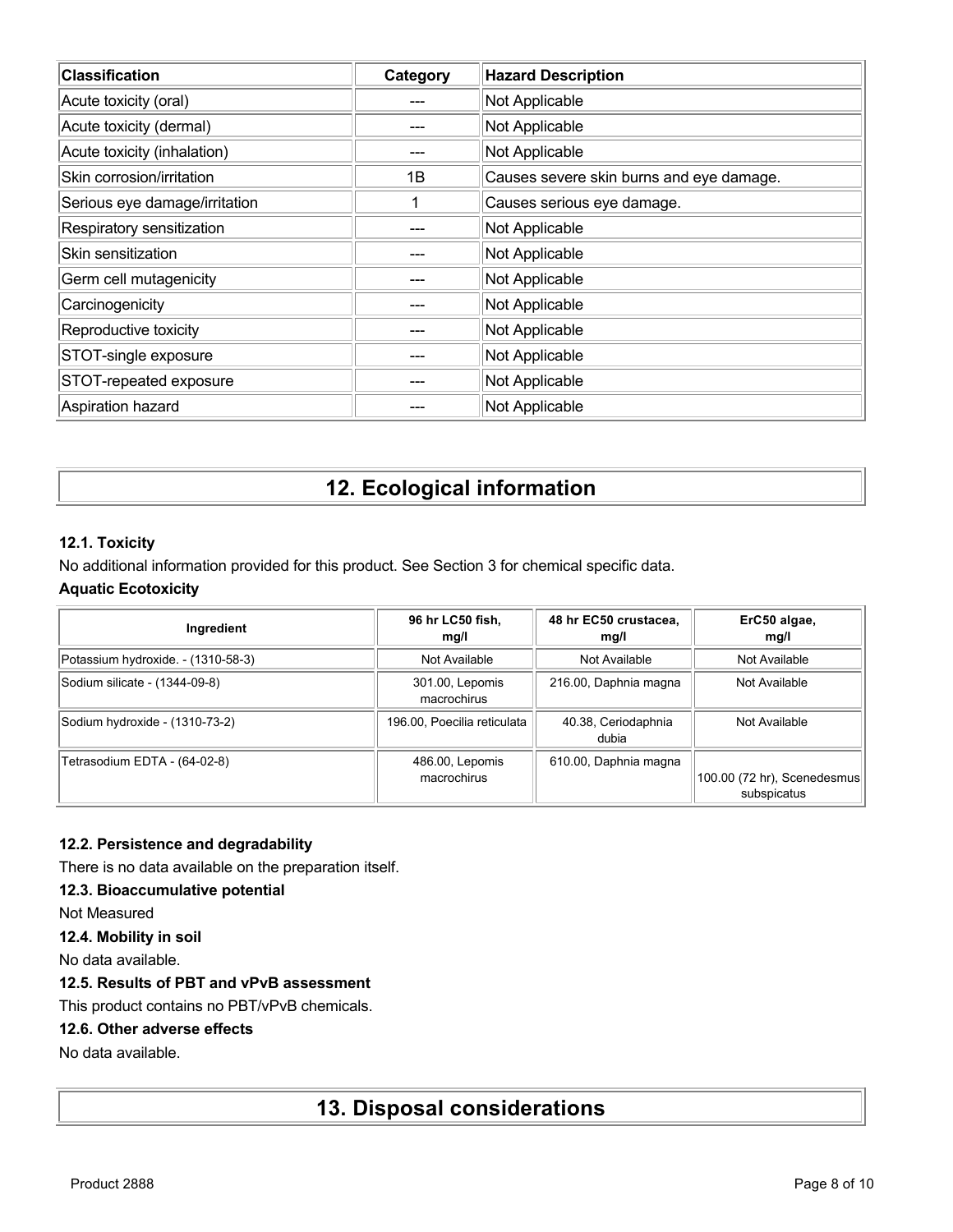| Classification | Category | Hazard Description |
| --- | --- | --- |
| Acute toxicity (oral) | --- | Not Applicable |
| Acute toxicity (dermal) | --- | Not Applicable |
| Acute toxicity (inhalation) | --- | Not Applicable |
| Skin corrosion/irritation | 1B | Causes severe skin burns and eye damage. |
| Serious eye damage/irritation | 1 | Causes serious eye damage. |
| Respiratory sensitization | --- | Not Applicable |
| Skin sensitization | --- | Not Applicable |
| Germ cell mutagenicity | --- | Not Applicable |
| Carcinogenicity | --- | Not Applicable |
| Reproductive toxicity | --- | Not Applicable |
| STOT-single exposure | --- | Not Applicable |
| STOT-repeated exposure | --- | Not Applicable |
| Aspiration hazard | --- | Not Applicable |

# 12. Ecological information

### 12.1. Toxicity

No additional information provided for this product. See Section 3 for chemical specific data.

**Aquatic Ecotoxicity**

| Ingredient | 96 hr LC50 fish, mg/l | 48 hr EC50 crustacea, mg/l | ErC50 algae, mg/l |
| --- | --- | --- | --- |
| Potassium hydroxide. - (1310-58-3) | Not Available | Not Available | Not Available |
| Sodium silicate - (1344-09-8) | 301.00, Lepomis macrochirus | 216.00, Daphnia magna | Not Available |
| Sodium hydroxide - (1310-73-2) | 196.00, Poecilia reticulata | 40.38, Ceriodaphnia dubia | Not Available |
| Tetrasodium EDTA - (64-02-8) | 486.00, Lepomis macrochirus | 610.00, Daphnia magna | 100.00 (72 hr), Scenedesmus subspicatus |

### 12.2. Persistence and degradability

There is no data available on the preparation itself.

### 12.3. Bioaccumulative potential

Not Measured

### 12.4. Mobility in soil

No data available.

### 12.5. Results of PBT and vPvB assessment

This product contains no PBT/vPvB chemicals.

### 12.6. Other adverse effects

No data available.

# 13. Disposal considerations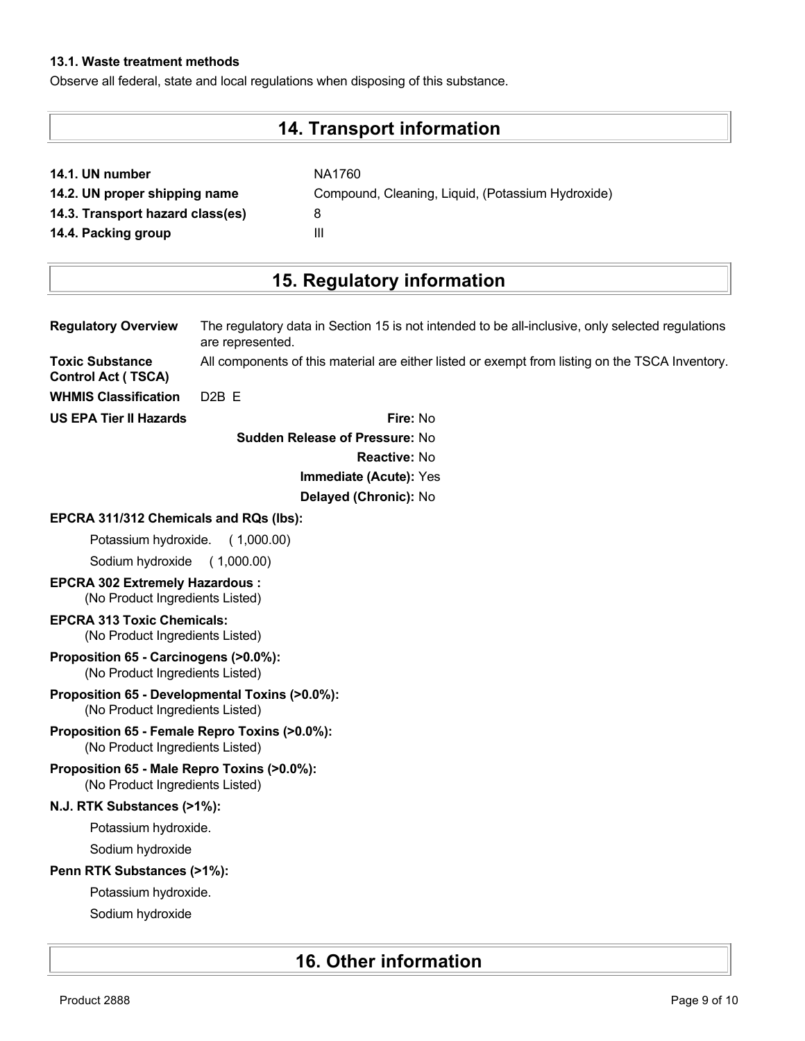### 13.1. Waste treatment methods

Observe all federal, state and local regulations when disposing of this substance.

## 14. Transport information

| | |
|---|---|
| **14.1. UN number** | NA1760 |
| **14.2. UN proper shipping name** | Compound, Cleaning, Liquid, (Potassium Hydroxide) |
| **14.3. Transport hazard class(es)** | 8 |
| **14.4. Packing group** | III |

## 15. Regulatory information

**Regulatory Overview** The regulatory data in Section 15 is not intended to be all-inclusive, only selected regulations are represented.

**Toxic Substance Control Act ( TSCA)** All components of this material are either listed or exempt from listing on the TSCA Inventory.

**WHMIS Classification** D2B E

**US EPA Tier II Hazards**

**Fire:** No

**Sudden Release of Pressure:** No

**Reactive:** No

**Immediate (Acute):** Yes

**Delayed (Chronic):** No

**EPCRA 311/312 Chemicals and RQs (lbs):**

Potassium hydroxide. ( 1,000.00)

Sodium hydroxide ( 1,000.00)

**EPCRA 302 Extremely Hazardous :**
(No Product Ingredients Listed)

**EPCRA 313 Toxic Chemicals:**
(No Product Ingredients Listed)

**Proposition 65 - Carcinogens (>0.0%):**
(No Product Ingredients Listed)

**Proposition 65 - Developmental Toxins (>0.0%):**
(No Product Ingredients Listed)

**Proposition 65 - Female Repro Toxins (>0.0%):**
(No Product Ingredients Listed)

**Proposition 65 - Male Repro Toxins (>0.0%):**
(No Product Ingredients Listed)

**N.J. RTK Substances (>1%):**

Potassium hydroxide.

Sodium hydroxide

**Penn RTK Substances (>1%):**

Potassium hydroxide.

Sodium hydroxide

## 16. Other information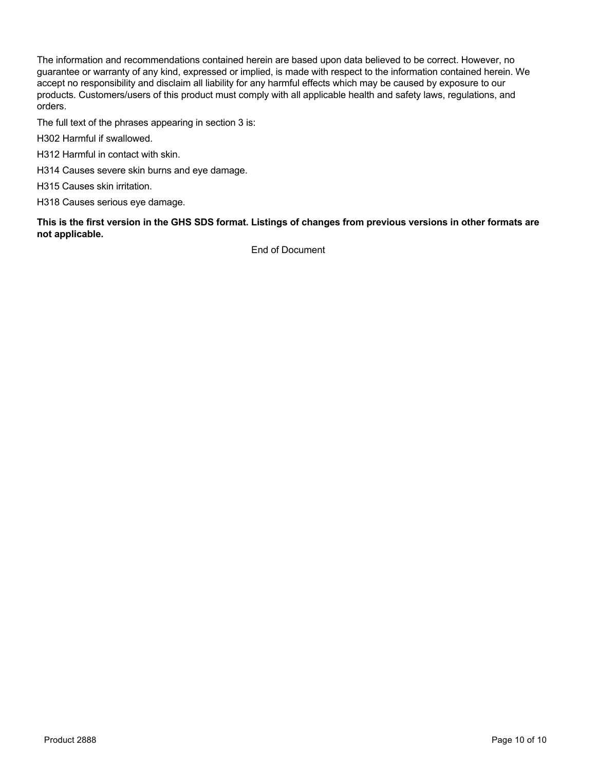The information and recommendations contained herein are based upon data believed to be correct. However, no guarantee or warranty of any kind, expressed or implied, is made with respect to the information contained herein. We accept no responsibility and disclaim all liability for any harmful effects which may be caused by exposure to our products. Customers/users of this product must comply with all applicable health and safety laws, regulations, and orders.

The full text of the phrases appearing in section 3 is:

H302 Harmful if swallowed.

H312 Harmful in contact with skin.

H314 Causes severe skin burns and eye damage.

H315 Causes skin irritation.

H318 Causes serious eye damage.

**This is the first version in the GHS SDS format. Listings of changes from previous versions in other formats are not applicable.**

End of Document